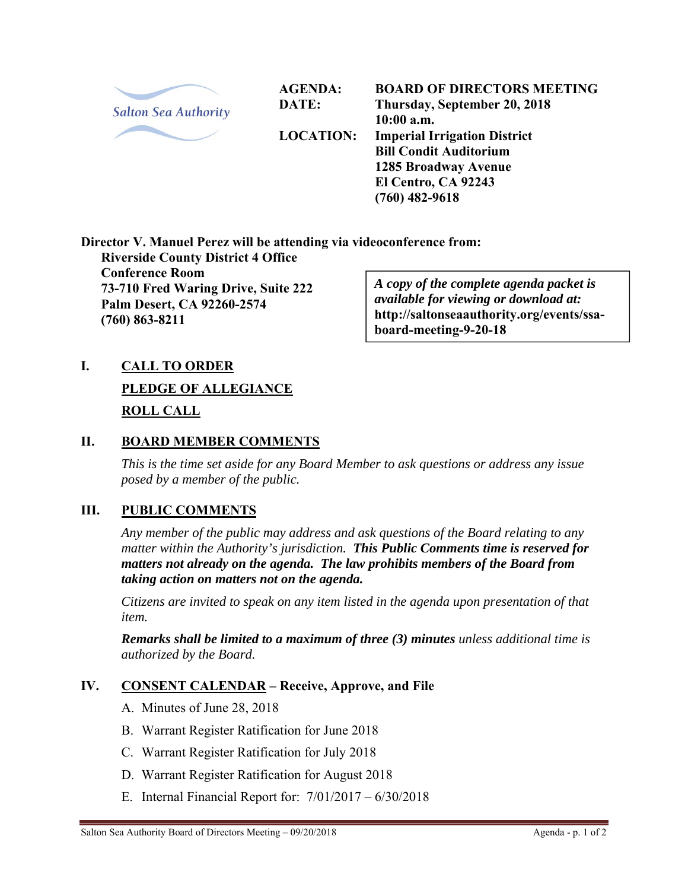Salton Sea Authority

**AGENDA:** **BOARD OF DIRECTORS MEETING**
**DATE:** **Thursday, September 20, 2018**
**10:00 a.m.**
**LOCATION:** **Imperial Irrigation District**
**Bill Condit Auditorium**
**1285 Broadway Avenue**
**El Centro, CA 92243**
**(760) 482-9618**

**Director V. Manuel Perez will be attending via videoconference from:**
**Riverside County District 4 Office**
**Conference Room**
**73-710 Fred Waring Drive, Suite 222**
**Palm Desert, CA 92260-2574**
**(760) 863-8211**

> ***A copy of the complete agenda packet is available for viewing or download at:*** **http://saltonseaauthority.org/events/ssa-board-meeting-9-20-18**

## I. CALL TO ORDER

## PLEDGE OF ALLEGIANCE

## ROLL CALL

## II. BOARD MEMBER COMMENTS

*This is the time set aside for any Board Member to ask questions or address any issue posed by a member of the public.*

## III. PUBLIC COMMENTS

*Any member of the public may address and ask questions of the Board relating to any matter within the Authority's jurisdiction.* ***This Public Comments time is reserved for matters not already on the agenda. The law prohibits members of the Board from taking action on matters not on the agenda.***

*Citizens are invited to speak on any item listed in the agenda upon presentation of that item.*

***Remarks shall be limited to a maximum of three (3) minutes*** *unless additional time is authorized by the Board.*

## IV. CONSENT CALENDAR – Receive, Approve, and File

A. Minutes of June 28, 2018

B. Warrant Register Ratification for June 2018

C. Warrant Register Ratification for July 2018

D. Warrant Register Ratification for August 2018

E. Internal Financial Report for: 7/01/2017 – 6/30/2018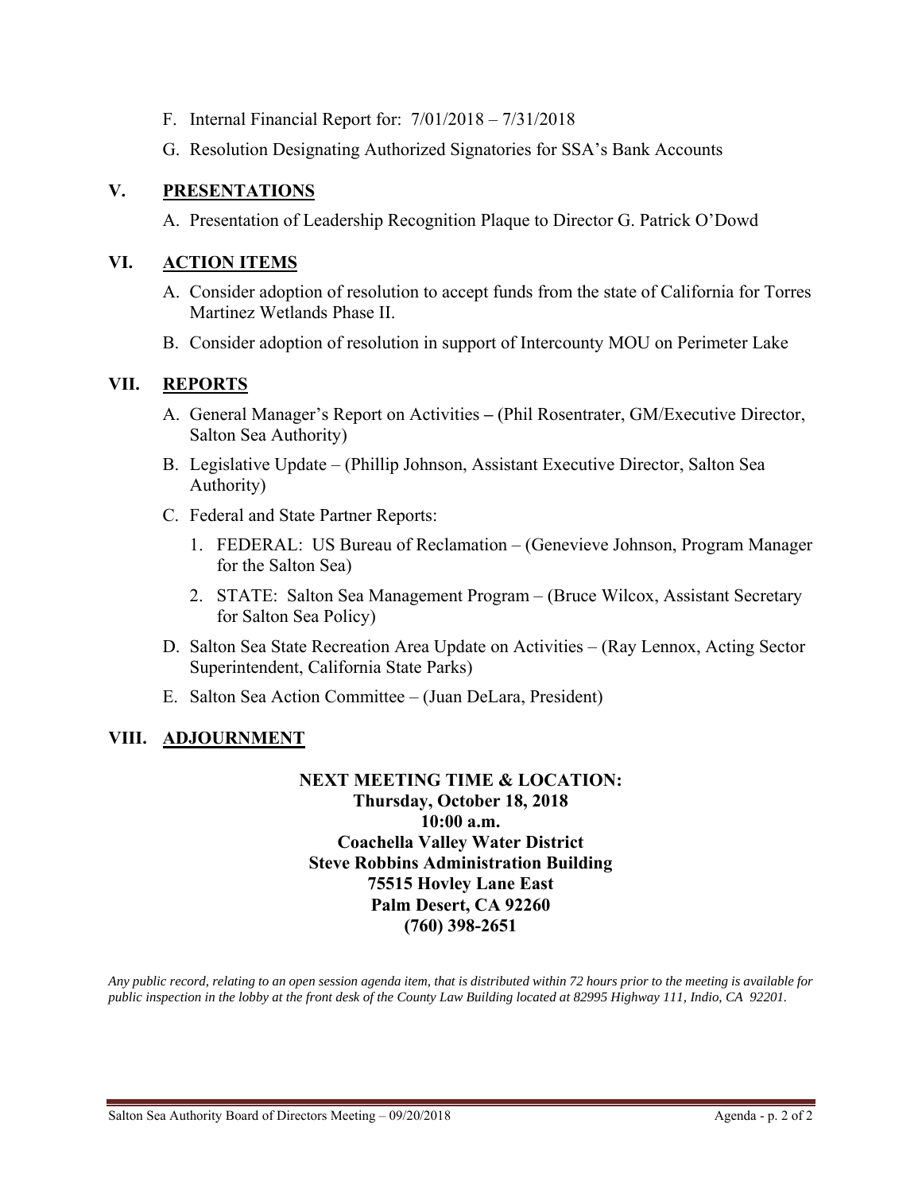F. Internal Financial Report for: 7/01/2018 – 7/31/2018

G. Resolution Designating Authorized Signatories for SSA's Bank Accounts

## V. PRESENTATIONS

A. Presentation of Leadership Recognition Plaque to Director G. Patrick O'Dowd

## VI. ACTION ITEMS

A. Consider adoption of resolution to accept funds from the state of California for Torres Martinez Wetlands Phase II.

B. Consider adoption of resolution in support of Intercounty MOU on Perimeter Lake

## VII. REPORTS

A. General Manager's Report on Activities **–** (Phil Rosentrater, GM/Executive Director, Salton Sea Authority)

B. Legislative Update – (Phillip Johnson, Assistant Executive Director, Salton Sea Authority)

C. Federal and State Partner Reports:

1. FEDERAL: US Bureau of Reclamation – (Genevieve Johnson, Program Manager for the Salton Sea)
2. STATE: Salton Sea Management Program – (Bruce Wilcox, Assistant Secretary for Salton Sea Policy)

D. Salton Sea State Recreation Area Update on Activities – (Ray Lennox, Acting Sector Superintendent, California State Parks)

E. Salton Sea Action Committee – (Juan DeLara, President)

## VIII. ADJOURNMENT

**NEXT MEETING TIME & LOCATION:**
**Thursday, October 18, 2018**
**10:00 a.m.**
**Coachella Valley Water District**
**Steve Robbins Administration Building**
**75515 Hovley Lane East**
**Palm Desert, CA 92260**
**(760) 398-2651**

*Any public record, relating to an open session agenda item, that is distributed within 72 hours prior to the meeting is available for public inspection in the lobby at the front desk of the County Law Building located at 82995 Highway 111, Indio, CA 92201.*